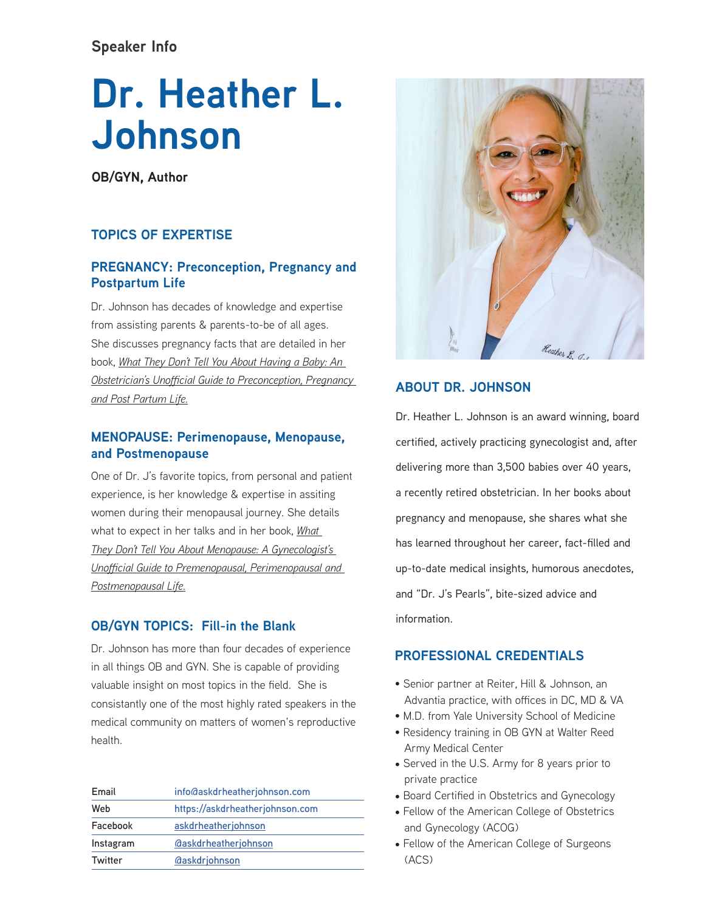Speaker Info

# Dr. Heather L. Johnson

**OB/GYN, Author**

## TOPICS OF EXPERTISE

### PREGNANCY: Preconception, Pregnancy and Postpartum Life

Dr. Johnson has decades of knowledge and expertise from assisting parents & parents-to-be of all ages. She discusses pregnancy facts that are detailed in her book, *What They Don't Tell You About Having a Baby: An Obstetrician's Unofficial Guide to Preconception, Pregnancy and Post Partum Life.*

### MENOPAUSE: Perimenopause, Menopause, and Postmenopause

One of Dr. J's favorite topics, from personal and patient experience, is her knowledge & expertise in assiting women during their menopausal journey. She details what to expect in her talks and in her book, *What They Don't Tell You About Menopause: A Gynecologist's Unofficial Guide to Premenopausal, Perimenopausal and Postmenopausal Life.*

### OB/GYN TOPICS: Fill-in the Blank

Dr. Johnson has more than four decades of experience in all things OB and GYN. She is capable of providing valuable insight on most topics in the field. She is consistantly one of the most highly rated speakers in the medical community on matters of women's reproductive health.

| | |
|---|---|
| Email | info@askdrheatherjohnson.com |
| Web | https://askdrheatherjohnson.com |
| Facebook | askdrheatherjohnson |
| Instagram | @askdrheatherjohnson |
| Twitter | @askdrjohnson |

## ABOUT DR. JOHNSON

Dr. Heather L. Johnson is an award winning, board certified, actively practicing gynecologist and, after delivering more than 3,500 babies over 40 years, a recently retired obstetrician. In her books about pregnancy and menopause, she shares what she has learned throughout her career, fact-filled and up-to-date medical insights, humorous anecdotes, and "Dr. J's Pearls", bite-sized advice and information.

## PROFESSIONAL CREDENTIALS

- Senior partner at Reiter, Hill & Johnson, an Advantia practice, with offices in DC, MD & VA
- M.D. from Yale University School of Medicine
- Residency training in OB GYN at Walter Reed Army Medical Center
- Served in the U.S. Army for 8 years prior to private practice
- Board Certified in Obstetrics and Gynecology
- Fellow of the American College of Obstetrics and Gynecology (ACOG)
- Fellow of the American College of Surgeons (ACS)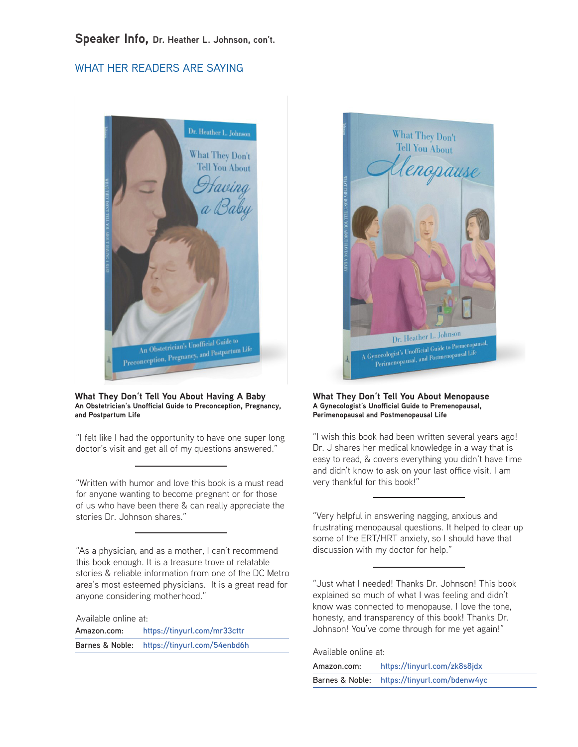## Speaker Info, Dr. Heather L. Johnson, con't.

### WHAT HER READERS ARE SAYING

**What They Don't Tell You About Having A Baby**
**An Obstetrician's Unofficial Guide to Preconception, Pregnancy, and Postpartum Life**

"I felt like I had the opportunity to have one super long doctor's visit and get all of my questions answered."

---

"Written with humor and love this book is a must read for anyone wanting to become pregnant or for those of us who have been there & can really appreciate the stories Dr. Johnson shares."

---

"As a physician, and as a mother, I can't recommend this book enough. It is a treasure trove of relatable stories & reliable information from one of the DC Metro area's most esteemed physicians. It is a great read for anyone considering motherhood."

Available online at:

| | |
|---|---|
| Amazon.com: | https://tinyurl.com/mr33cttr |
| Barnes & Noble: | https://tinyurl.com/54enbd6h |

**What They Don't Tell You About Menopause**
**A Gynecologist's Unofficial Guide to Premenopausal, Perimenopausal and Postmenopausal Life**

"I wish this book had been written several years ago! Dr. J shares her medical knowledge in a way that is easy to read, & covers everything you didn't have time and didn't know to ask on your last office visit. I am very thankful for this book!"

---

"Very helpful in answering nagging, anxious and frustrating menopausal questions. It helped to clear up some of the ERT/HRT anxiety, so I should have that discussion with my doctor for help."

---

"Just what I needed! Thanks Dr. Johnson! This book explained so much of what I was feeling and didn't know was connected to menopause. I love the tone, honesty, and transparency of this book! Thanks Dr. Johnson! You've come through for me yet again!"

Available online at:

| | |
|---|---|
| Amazon.com: | https://tinyurl.com/zk8s8jdx |
| Barnes & Noble: | https://tinyurl.com/bdenw4yc |